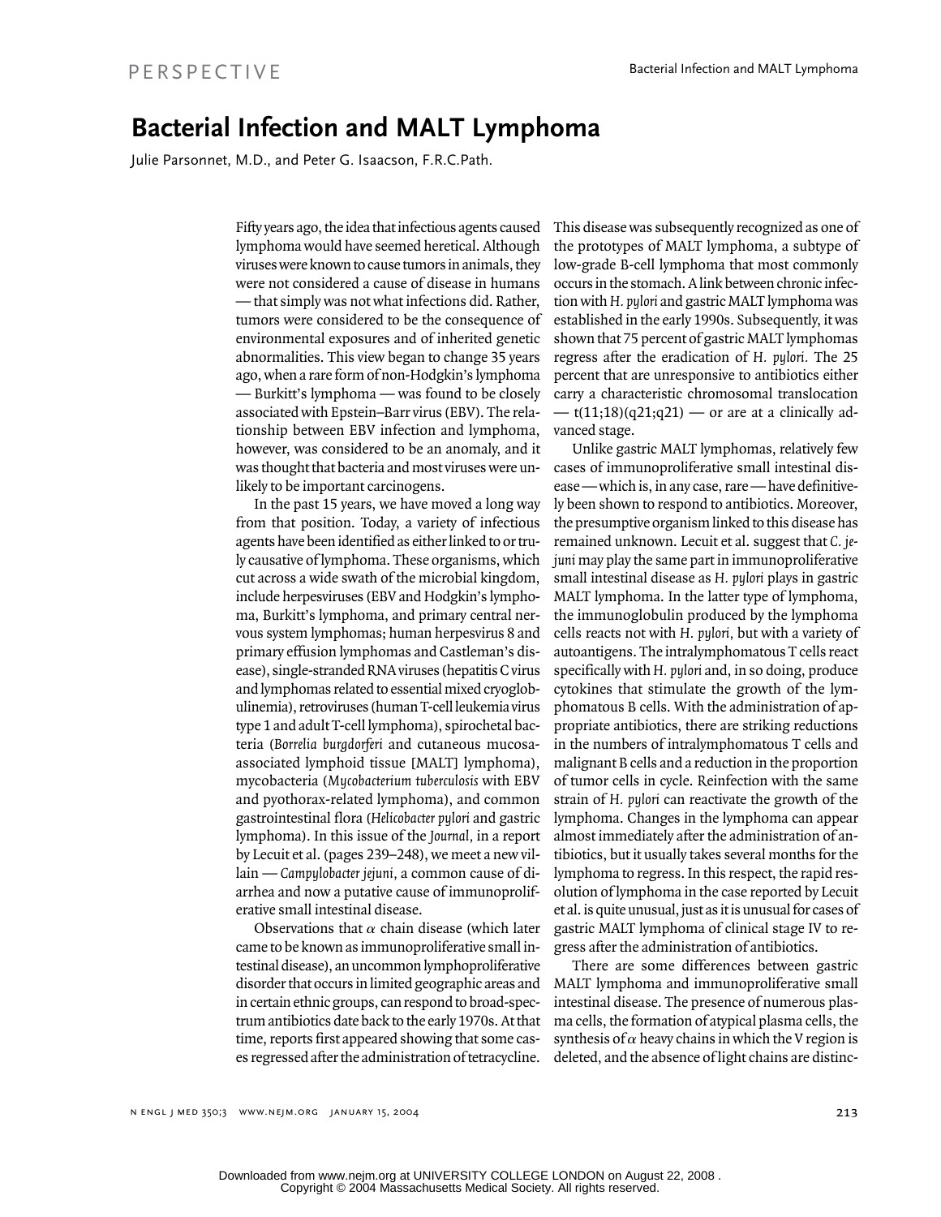PERSPECTIVE

# Bacterial Infection and MALT Lymphoma

Julie Parsonnet, M.D., and Peter G. Isaacson, F.R.C.Path.

Fifty years ago, the idea that infectious agents caused lymphoma would have seemed heretical. Although viruses were known to cause tumors in animals, they were not considered a cause of disease in humans — that simply was not what infections did. Rather, tumors were considered to be the consequence of environmental exposures and of inherited genetic abnormalities. This view began to change 35 years ago, when a rare form of non-Hodgkin's lymphoma — Burkitt's lymphoma — was found to be closely associated with Epstein–Barr virus (EBV). The relationship between EBV infection and lymphoma, however, was considered to be an anomaly, and it was thought that bacteria and most viruses were unlikely to be important carcinogens.

In the past 15 years, we have moved a long way from that position. Today, a variety of infectious agents have been identified as either linked to or truly causative of lymphoma. These organisms, which cut across a wide swath of the microbial kingdom, include herpesviruses (EBV and Hodgkin's lymphoma, Burkitt's lymphoma, and primary central nervous system lymphomas; human herpesvirus 8 and primary effusion lymphomas and Castleman's disease), single-stranded RNA viruses (hepatitis C virus and lymphomas related to essential mixed cryoglobulinemia), retroviruses (human T-cell leukemia virus type 1 and adult T-cell lymphoma), spirochetal bacteria (*Borrelia burgdorferi* and cutaneous mucosa-associated lymphoid tissue [MALT] lymphoma), mycobacteria (*Mycobacterium tuberculosis* with EBV and pyothorax-related lymphoma), and common gastrointestinal flora (*Helicobacter pylori* and gastric lymphoma). In this issue of the *Journal*, in a report by Lecuit et al. (pages 239–248), we meet a new villain — *Campylobacter jejuni*, a common cause of diarrhea and now a putative cause of immunoproliferative small intestinal disease.

Observations that $\alpha$ chain disease (which later came to be known as immunoproliferative small intestinal disease), an uncommon lymphoproliferative disorder that occurs in limited geographic areas and in certain ethnic groups, can respond to broad-spectrum antibiotics date back to the early 1970s. At that time, reports first appeared showing that some cases regressed after the administration of tetracycline. This disease was subsequently recognized as one of the prototypes of MALT lymphoma, a subtype of low-grade B-cell lymphoma that most commonly occurs in the stomach. A link between chronic infection with *H. pylori* and gastric MALT lymphoma was established in the early 1990s. Subsequently, it was shown that 75 percent of gastric MALT lymphomas regress after the eradication of *H. pylori*. The 25 percent that are unresponsive to antibiotics either carry a characteristic chromosomal translocation — t(11;18)(q21;q21) — or are at a clinically advanced stage.

Unlike gastric MALT lymphomas, relatively few cases of immunoproliferative small intestinal disease — which is, in any case, rare — have definitively been shown to respond to antibiotics. Moreover, the presumptive organism linked to this disease has remained unknown. Lecuit et al. suggest that *C. jejuni* may play the same part in immunoproliferative small intestinal disease as *H. pylori* plays in gastric MALT lymphoma. In the latter type of lymphoma, the immunoglobulin produced by the lymphoma cells reacts not with *H. pylori*, but with a variety of autoantigens. The intralymphomatous T cells react specifically with *H. pylori* and, in so doing, produce cytokines that stimulate the growth of the lymphomatous B cells. With the administration of appropriate antibiotics, there are striking reductions in the numbers of intralymphomatous T cells and malignant B cells and a reduction in the proportion of tumor cells in cycle. Reinfection with the same strain of *H. pylori* can reactivate the growth of the lymphoma. Changes in the lymphoma can appear almost immediately after the administration of antibiotics, but it usually takes several months for the lymphoma to regress. In this respect, the rapid resolution of lymphoma in the case reported by Lecuit et al. is quite unusual, just as it is unusual for cases of gastric MALT lymphoma of clinical stage IV to regress after the administration of antibiotics.

There are some differences between gastric MALT lymphoma and immunoproliferative small intestinal disease. The presence of numerous plasma cells, the formation of atypical plasma cells, the synthesis of $\alpha$ heavy chains in which the V region is deleted, and the absence of light chains are distinc-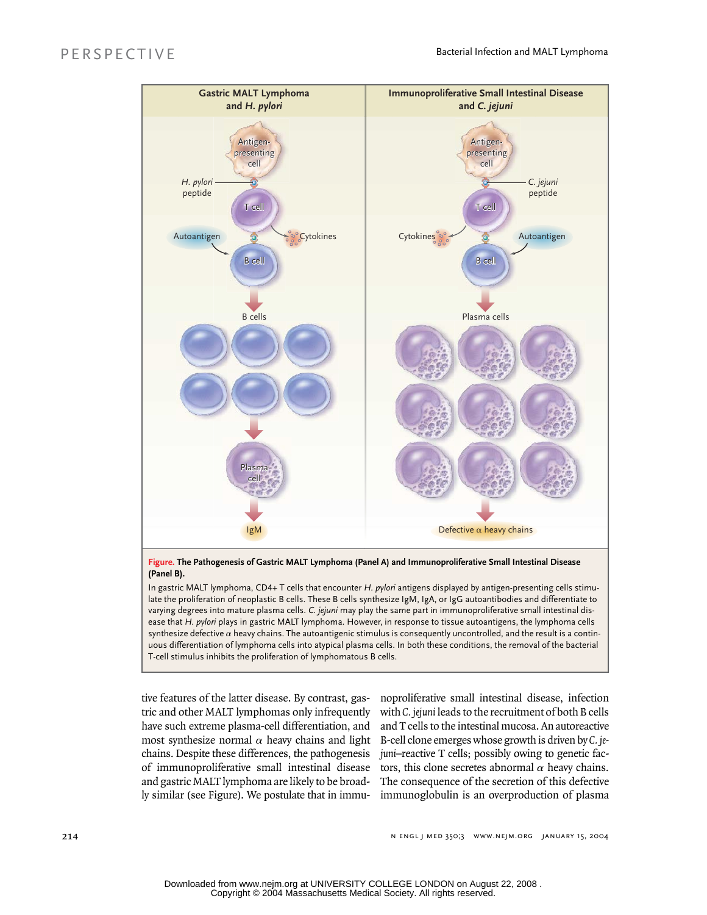**Figure. The Pathogenesis of Gastric MALT Lymphoma (Panel A) and Immunoproliferative Small Intestinal Disease (Panel B).**

In gastric MALT lymphoma, CD4+ T cells that encounter *H. pylori* antigens displayed by antigen-presenting cells stimulate the proliferation of neoplastic B cells. These B cells synthesize IgM, IgA, or IgG autoantibodies and differentiate to varying degrees into mature plasma cells. *C. jejuni* may play the same part in immunoproliferative small intestinal disease that *H. pylori* plays in gastric MALT lymphoma. However, in response to tissue autoantigens, the lymphoma cells synthesize defective α heavy chains. The autoantigenic stimulus is consequently uncontrolled, and the result is a continuous differentiation of lymphoma cells into atypical plasma cells. In both these conditions, the removal of the bacterial T-cell stimulus inhibits the proliferation of lymphomatous B cells.

tive features of the latter disease. By contrast, gastric and other MALT lymphomas only infrequently have such extreme plasma-cell differentiation, and most synthesize normal α heavy chains and light chains. Despite these differences, the pathogenesis of immunoproliferative small intestinal disease and gastric MALT lymphoma are likely to be broadly similar (see Figure). We postulate that in immunoproliferative small intestinal disease, infection with *C. jejuni* leads to the recruitment of both B cells and T cells to the intestinal mucosa. An autoreactive B-cell clone emerges whose growth is driven by *C. jejuni*–reactive T cells; possibly owing to genetic factors, this clone secretes abnormal α heavy chains. The consequence of the secretion of this defective immunoglobulin is an overproduction of plasma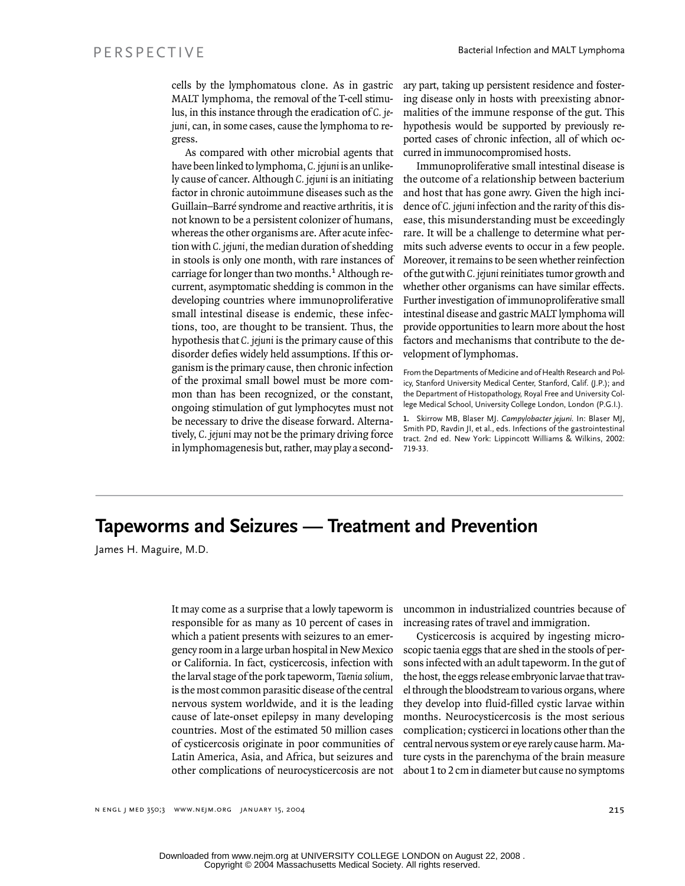cells by the lymphomatous clone. As in gastric MALT lymphoma, the removal of the T-cell stimulus, in this instance through the eradication of *C. jejuni*, can, in some cases, cause the lymphoma to regress.

As compared with other microbial agents that have been linked to lymphoma, *C. jejuni* is an unlikely cause of cancer. Although *C. jejuni* is an initiating factor in chronic autoimmune diseases such as the Guillain–Barré syndrome and reactive arthritis, it is not known to be a persistent colonizer of humans, whereas the other organisms are. After acute infection with *C. jejuni*, the median duration of shedding in stools is only one month, with rare instances of carriage for longer than two months.[1] Although recurrent, asymptomatic shedding is common in the developing countries where immunoproliferative small intestinal disease is endemic, these infections, too, are thought to be transient. Thus, the hypothesis that *C. jejuni* is the primary cause of this disorder defies widely held assumptions. If this organism is the primary cause, then chronic infection of the proximal small bowel must be more common than has been recognized, or the constant, ongoing stimulation of gut lymphocytes must not be necessary to drive the disease forward. Alternatively, *C. jejuni* may not be the primary driving force in lymphomagenesis but, rather, may play a secondary part, taking up persistent residence and fostering disease only in hosts with preexisting abnormalities of the immune response of the gut. This hypothesis would be supported by previously reported cases of chronic infection, all of which occurred in immunocompromised hosts.

Immunoproliferative small intestinal disease is the outcome of a relationship between bacterium and host that has gone awry. Given the high incidence of *C. jejuni* infection and the rarity of this disease, this misunderstanding must be exceedingly rare. It will be a challenge to determine what permits such adverse events to occur in a few people. Moreover, it remains to be seen whether reinfection of the gut with *C. jejuni* reinitiates tumor growth and whether other organisms can have similar effects. Further investigation of immunoproliferative small intestinal disease and gastric MALT lymphoma will provide opportunities to learn more about the host factors and mechanisms that contribute to the development of lymphomas.

From the Departments of Medicine and of Health Research and Policy, Stanford University Medical Center, Stanford, Calif. (J.P.); and the Department of Histopathology, Royal Free and University College Medical School, University College London, London (P.G.I.).

1. Skirrow MB, Blaser MJ. *Campylobacter jejuni.* In: Blaser MJ, Smith PD, Ravdin JI, et al., eds. Infections of the gastrointestinal tract. 2nd ed. New York: Lippincott Williams & Wilkins, 2002: 719-33.

# Tapeworms and Seizures — Treatment and Prevention

James H. Maguire, M.D.

It may come as a surprise that a lowly tapeworm is responsible for as many as 10 percent of cases in which a patient presents with seizures to an emergency room in a large urban hospital in New Mexico or California. In fact, cysticercosis, infection with the larval stage of the pork tapeworm, *Taenia solium*, is the most common parasitic disease of the central nervous system worldwide, and it is the leading cause of late-onset epilepsy in many developing countries. Most of the estimated 50 million cases of cysticercosis originate in poor communities of Latin America, Asia, and Africa, but seizures and other complications of neurocysticercosis are not uncommon in industrialized countries because of increasing rates of travel and immigration.

Cysticercosis is acquired by ingesting microscopic taenia eggs that are shed in the stools of persons infected with an adult tapeworm. In the gut of the host, the eggs release embryonic larvae that travel through the bloodstream to various organs, where they develop into fluid-filled cystic larvae within months. Neurocysticercosis is the most serious complication; cysticerci in locations other than the central nervous system or eye rarely cause harm. Mature cysts in the parenchyma of the brain measure about 1 to 2 cm in diameter but cause no symptoms